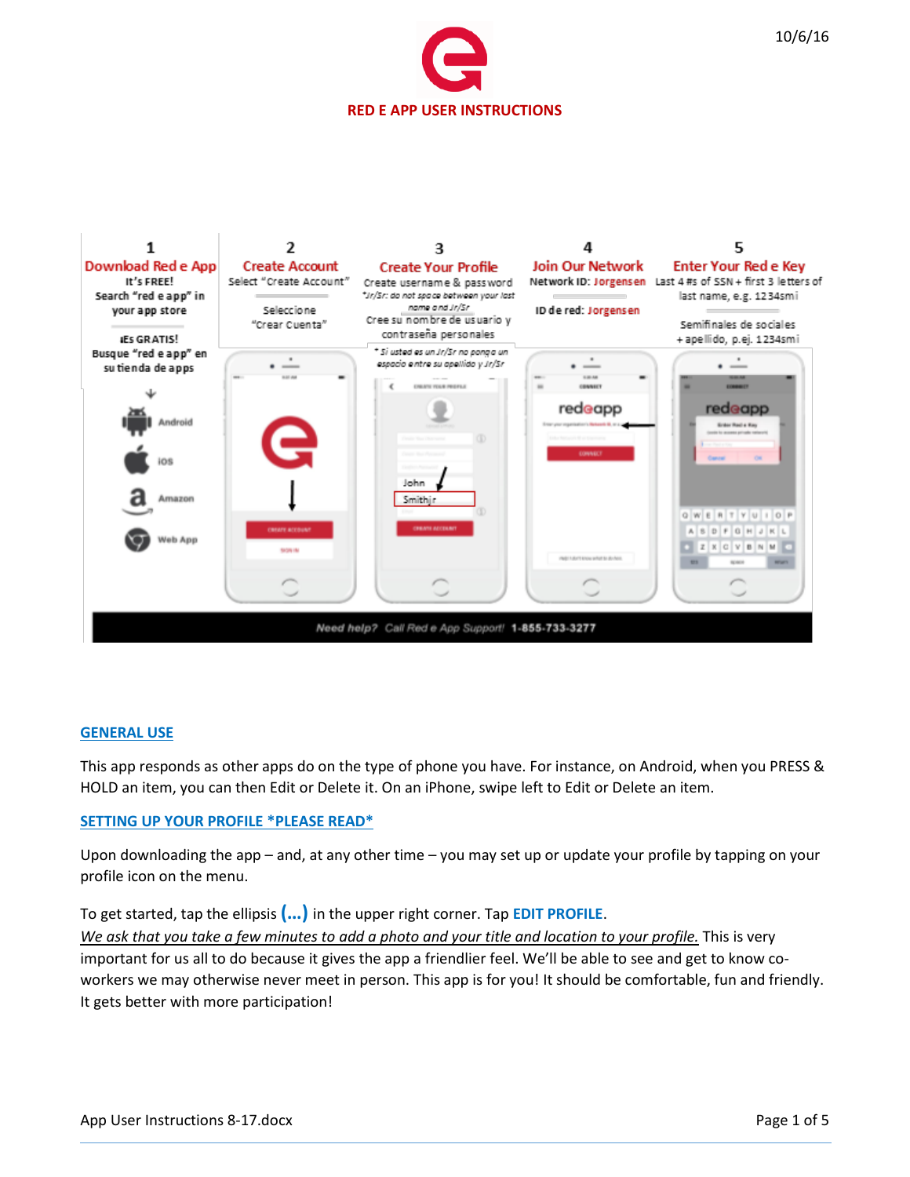10/6/16

# RED E APP USER INSTRUCTIONS

**1 — Download Red e App**
It's FREE!
Search "red e app" in your app store

¡Es GRATIS!
Busque "red e app" en su tienda de apps

Android
iOS
Amazon
Web App

**2 — Create Account**
Select "Create Account"

Seleccione "Crear Cuenta"

**3 — Create Your Profile**
Create username & password
*Jr/Sr: do not space between your last name and Jr/Sr

Cree su nombre de usuario y contraseña personales
* Si usted es un Jr/Sr no ponga un espacio entre su apellido y Jr/Sr

John
Smithjr

**4 — Join Our Network**
Network ID: Jorgensen

ID de red: Jorgensen

**5 — Enter Your Red e Key**
Last 4 #s of SSN + first 3 letters of last name, e.g. 1234smi

Semifinales de sociales + apellido, p.ej. 1234smi

Need help? Call Red e App Support! 1-855-733-3277

## GENERAL USE

This app responds as other apps do on the type of phone you have. For instance, on Android, when you PRESS & HOLD an item, you can then Edit or Delete it. On an iPhone, swipe left to Edit or Delete an item.

## SETTING UP YOUR PROFILE *PLEASE READ*

Upon downloading the app – and, at any other time – you may set up or update your profile by tapping on your profile icon on the menu.

To get started, tap the ellipsis **(...)** in the upper right corner. Tap **EDIT PROFILE**.
*We ask that you take a few minutes to add a photo and your title and location to your profile.* This is very important for us all to do because it gives the app a friendlier feel. We'll be able to see and get to know co-workers we may otherwise never meet in person. This app is for you! It should be comfortable, fun and friendly. It gets better with more participation!

App User Instructions 8-17.docx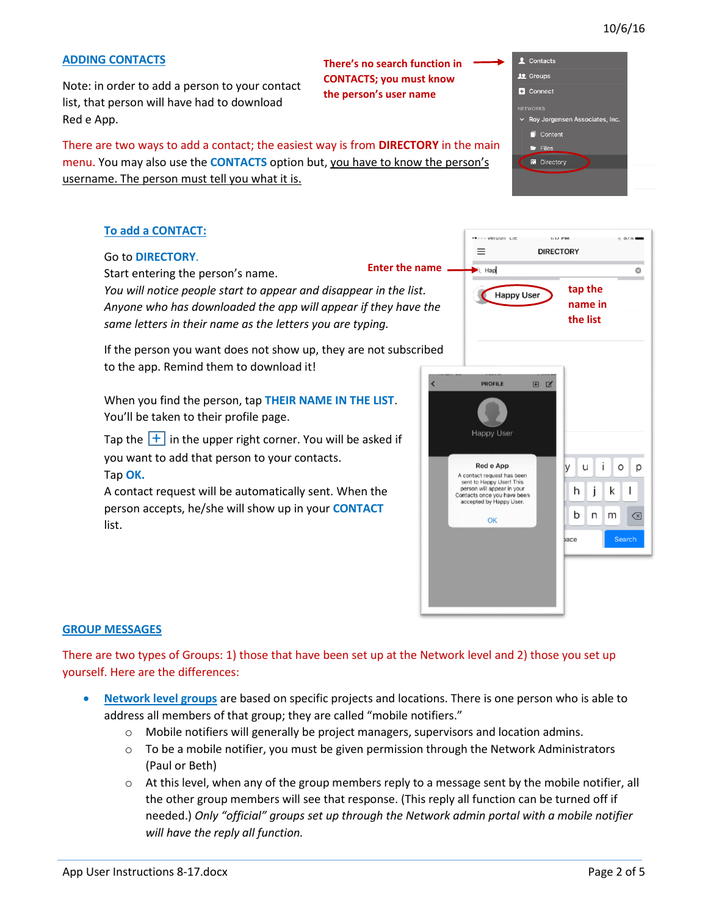## ADDING CONTACTS

Note: in order to add a person to your contact list, that person will have had to download Red e App.

There's no search function in CONTACTS; you must know the person's user name

There are two ways to add a contact; the easiest way is from **DIRECTORY** in the main menu. You may also use the **CONTACTS** option but, you have to know the person's username. The person must tell you what it is.

### To add a CONTACT:

Go to **DIRECTORY**.

Start entering the person's name.

*You will notice people start to appear and disappear in the list. Anyone who has downloaded the app will appear if they have the same letters in their name as the letters you are typing.*

If the person you want does not show up, they are not subscribed to the app. Remind them to download it!

When you find the person, tap **THEIR NAME IN THE LIST**. You'll be taken to their profile page.

Tap the **+** in the upper right corner. You will be asked if you want to add that person to your contacts.

Tap **OK.**

A contact request will be automatically sent. When the person accepts, he/she will show up in your **CONTACT** list.

## GROUP MESSAGES

There are two types of Groups: 1) those that have been set up at the Network level and 2) those you set up yourself. Here are the differences:

- Network level groups are based on specific projects and locations. There is one person who is able to address all members of that group; they are called "mobile notifiers."
  - Mobile notifiers will generally be project managers, supervisors and location admins.
  - To be a mobile notifier, you must be given permission through the Network Administrators (Paul or Beth)
  - At this level, when any of the group members reply to a message sent by the mobile notifier, all the other group members will see that response. (This reply all function can be turned off if needed.) *Only "official" groups set up through the Network admin portal with a mobile notifier will have the reply all function.*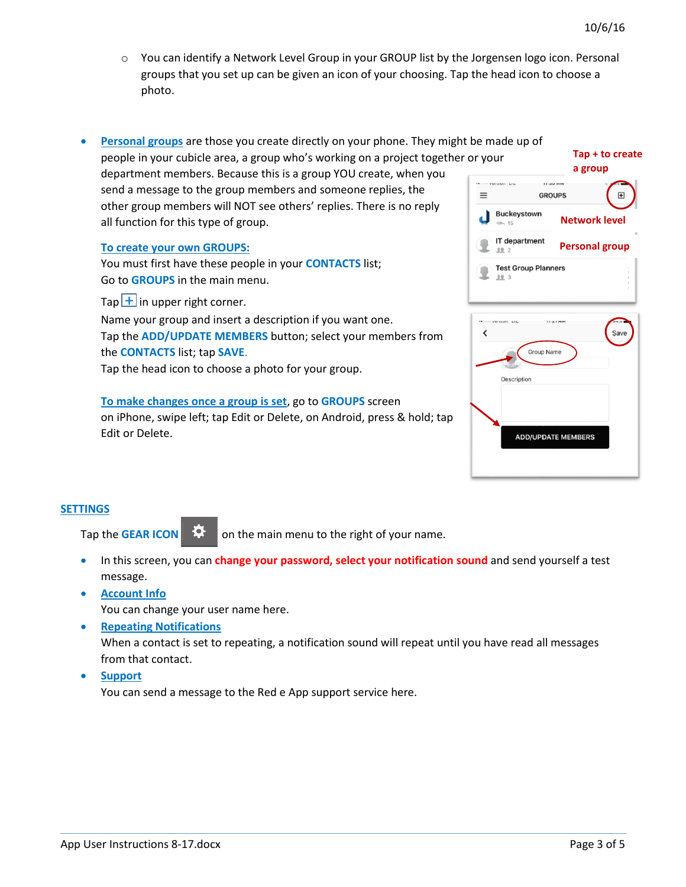- You can identify a Network Level Group in your GROUP list by the Jorgensen logo icon. Personal groups that you set up can be given an icon of your choosing. Tap the head icon to choose a photo.

- **Personal groups** are those you create directly on your phone. They might be made up of people in your cubicle area, a group who's working on a project together or your department members. Because this is a group YOU create, when you send a message to the group members and someone replies, the other group members will NOT see others' replies. There is no reply all function for this type of group.

  **To create your own GROUPS:**
  You must first have these people in your **CONTACTS** list;
  Go to **GROUPS** in the main menu.

  Tap [+] in upper right corner.
  Name your group and insert a description if you want one.
  Tap the **ADD/UPDATE MEMBERS** button; select your members from the **CONTACTS** list; tap **SAVE**.
  Tap the head icon to choose a photo for your group.

  **To make changes once a group is set**, go to **GROUPS** screen on iPhone, swipe left; tap Edit or Delete, on Android, press & hold; tap Edit or Delete.

Tap + to create a group

Network level

Personal group

## SETTINGS

Tap the **GEAR ICON** on the main menu to the right of your name.

- In this screen, you can **change your password, select your notification sound** and send yourself a test message.
- **Account Info**
  You can change your user name here.
- **Repeating Notifications**
  When a contact is set to repeating, a notification sound will repeat until you have read all messages from that contact.
- **Support**
  You can send a message to the Red e App support service here.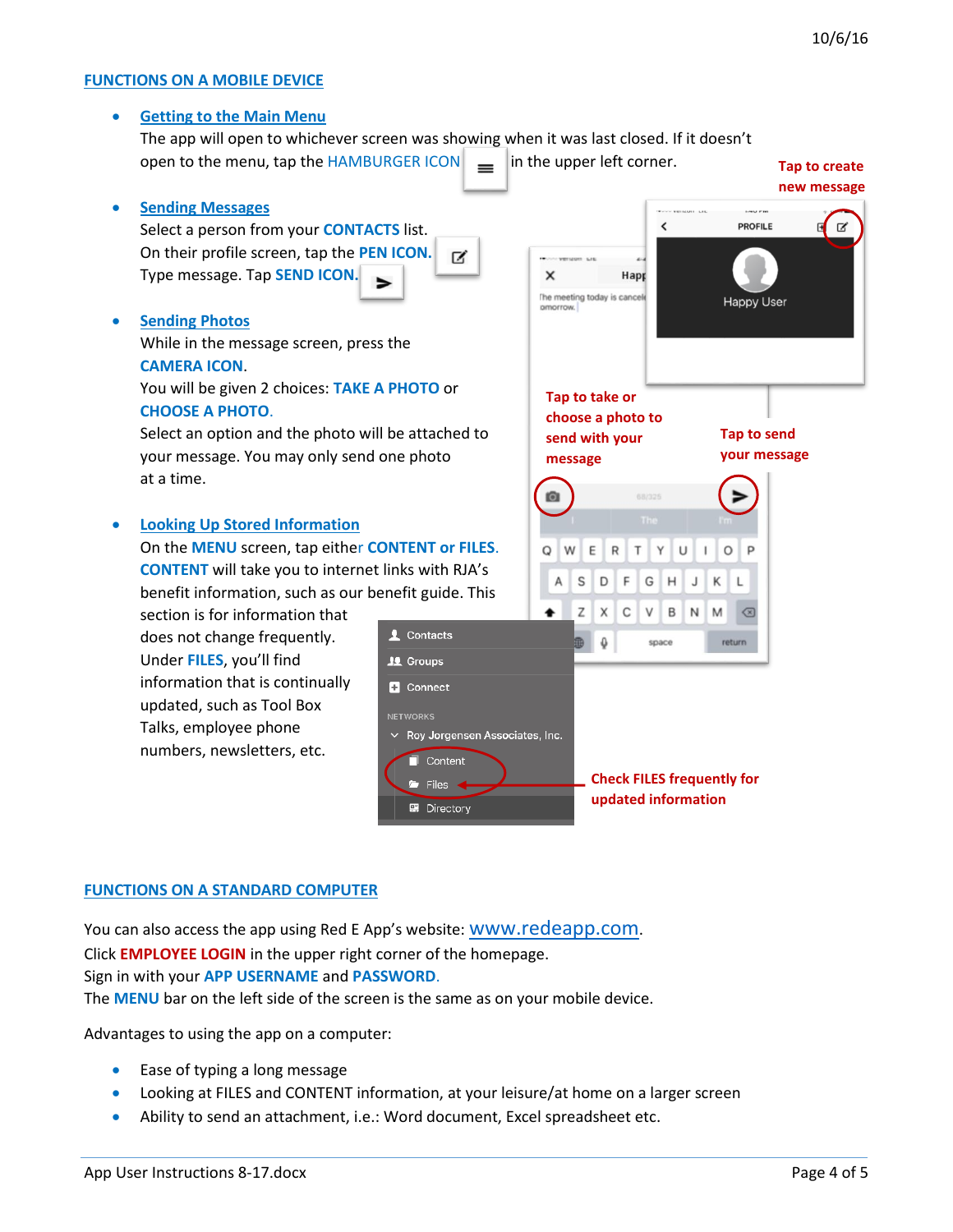## FUNCTIONS ON A MOBILE DEVICE

- **Getting to the Main Menu**
  The app will open to whichever screen was showing when it was last closed. If it doesn't open to the menu, tap the HAMBURGER ICON in the upper left corner.

- **Sending Messages**
  Select a person from your **CONTACTS** list.
  On their profile screen, tap the **PEN ICON.**
  Type message. Tap **SEND ICON.**

- **Sending Photos**
  While in the message screen, press the **CAMERA ICON**.
  You will be given 2 choices: **TAKE A PHOTO** or **CHOOSE A PHOTO**.
  Select an option and the photo will be attached to your message. You may only send one photo at a time.

- **Looking Up Stored Information**
  On the **MENU** screen, tap either **CONTENT or FILES**. **CONTENT** will take you to internet links with RJA's benefit information, such as our benefit guide. This section is for information that does not change frequently. Under **FILES**, you'll find information that is continually updated, such as Tool Box Talks, employee phone numbers, newsletters, etc.

**Tap to create new message**

**Tap to take or choose a photo to send with your message**

**Tap to send your message**

**Check FILES frequently for updated information**

## FUNCTIONS ON A STANDARD COMPUTER

You can also access the app using Red E App's website: www.redeapp.com.
Click **EMPLOYEE LOGIN** in the upper right corner of the homepage.
Sign in with your **APP USERNAME** and **PASSWORD**.
The **MENU** bar on the left side of the screen is the same as on your mobile device.

Advantages to using the app on a computer:

- Ease of typing a long message
- Looking at FILES and CONTENT information, at your leisure/at home on a larger screen
- Ability to send an attachment, i.e.: Word document, Excel spreadsheet etc.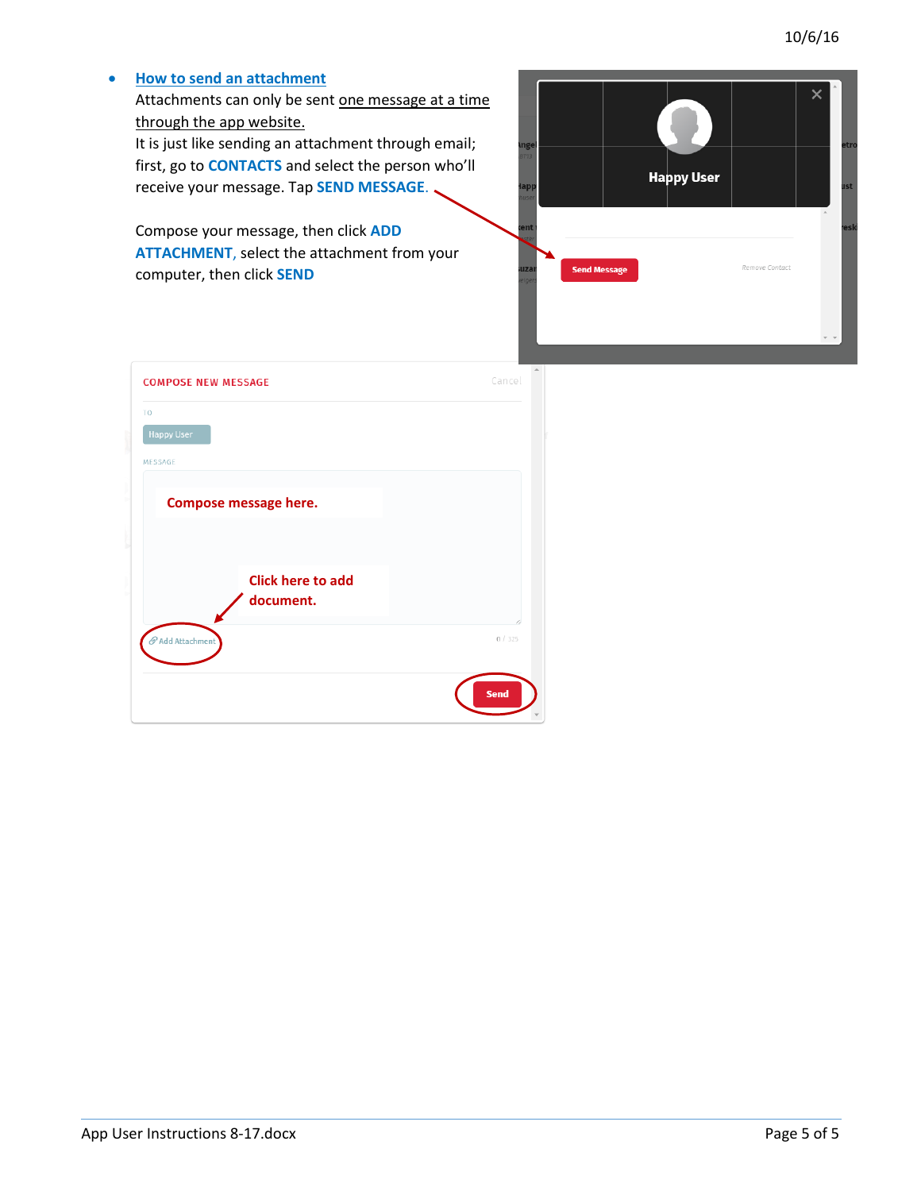- **How to send an attachment**

  Attachments can only be sent one message at a time through the app website.

  It is just like sending an attachment through email; first, go to **CONTACTS** and select the person who'll receive your message. Tap **SEND MESSAGE**.

  Compose your message, then click **ADD ATTACHMENT**, select the attachment from your computer, then click **SEND**

Happy User

Send Message

Remove Contact

COMPOSE NEW MESSAGE

Cancel

TO

Happy User

MESSAGE

Compose message here.

Click here to add document.

Add Attachment

0 / 325

Send